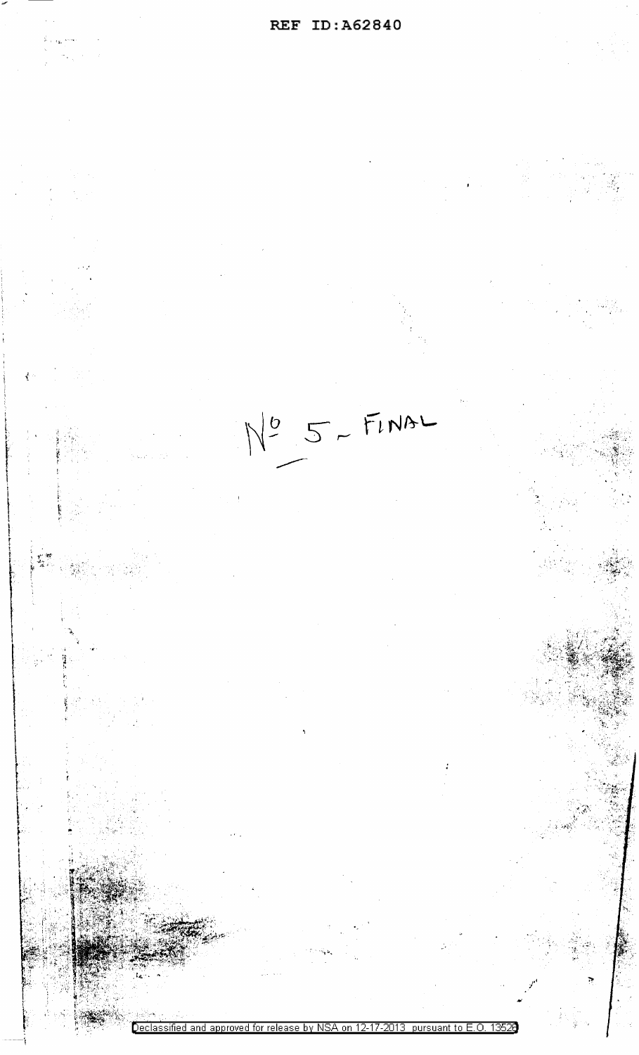No 5 - FINAL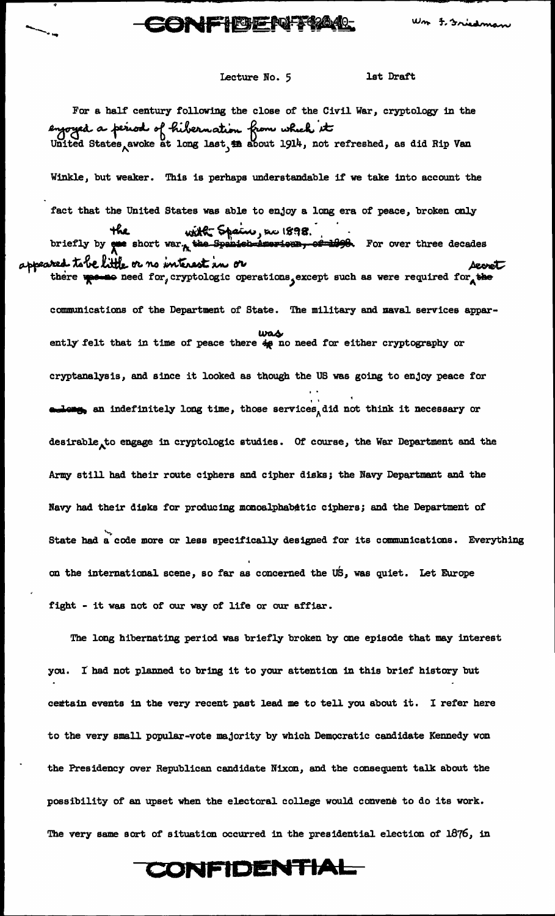Lecture No. 5 1st Draft

For a half century following the close of the Civil War, cryptology in the United States enjoyed a period of hibernation from which it awoke at long last, about 1914, not refreshed, as did Rip Van Winkle, but weaker. This is perhaps understandable if we take into account the fact that the United States was able to enjoy a long era of peace, broken only briefly by the short war with Spain, in 1898. For over three decades there appeared to be little or no interest in or need for cryptologic operations, except such as were required for secret communications of the Department of State. The military and naval services apparently felt that in time of peace there was no need for either cryptography or cryptanalysis, and since it looked as though the US was going to enjoy peace for an indefinitely long time, those services did not think it necessary or desirable to engage in cryptologic studies. Of course, the War Department and the Army still had their route ciphers and cipher disks; the Navy Department and the Navy had their disks for producing monoalphabetic ciphers; and the Department of State had a code more or less specifically designed for its communications. Everything on the international scene, so far as concerned the US, was quiet. Let Europe fight - it was not of our way of life or our affiar.

The long hibernating period was briefly broken by one episode that may interest you. I had not planned to bring it to your attention in this brief history but certain events in the very recent past lead me to tell you about it. I refer here to the very small popular-vote majority by which Democratic candidate Kennedy won the Presidency over Republican candidate Nixon, and the consequent talk about the possibility of an upset when the electoral college would convene to do its work. The very same sort of situation occurred in the presidential election of 1876, in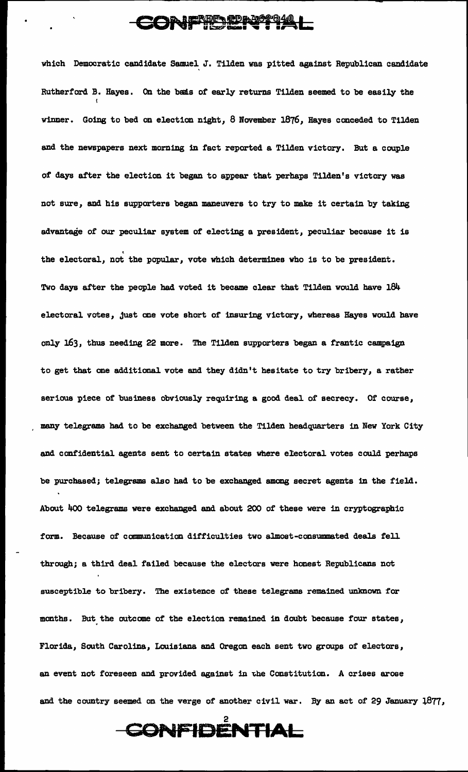which Democratic candidate Samuel J. Tilden was pitted against Republican candidate Rutherford B. Hayes. On the basis of early returns Tilden seemed to be easily the winner. Going to bed on election night, 8 November 1876, Hayes conceded to Tilden and the newspapers next morning in fact reported a Tilden victory. But a couple of days after the election it began to appear that perhaps Tilden's victory was not sure, and his supporters began maneuvers to try to make it certain by taking advantage of our peculiar system of electing a president, peculiar because it is the electoral, not the popular, vote which determines who is to be president. Two days after the people had voted it became clear that Tilden would have 184 electoral votes, just one vote short of insuring victory, whereas Hayes would have only 163, thus needing 22 more. The Tilden supporters began a frantic campaign to get that one additional vote and they didn't hesitate to try bribery, a rather serious piece of business obviously requiring a good deal of secrecy. Of course, many telegrams had to be exchanged between the Tilden headquarters in New York City and confidential agents sent to certain states where electoral votes could perhaps be purchased; telegrams also had to be exchanged among secret agents in the field. About 400 telegrams were exchanged and about 200 of these were in cryptographic form. Because of communication difficulties two almost-consummated deals fell through; a third deal failed because the electors were honest Republicans not susceptible to bribery. The existence of these telegrams remained unknown for months. But the outcome of the election remained in doubt because four states, Florida, South Carolina, Louisiana and Oregon each sent two groups of electors, an event not foreseen and provided against in the Constitution. A crises arose and the country seemed on the verge of another civil war. By an act of 29 January 1877,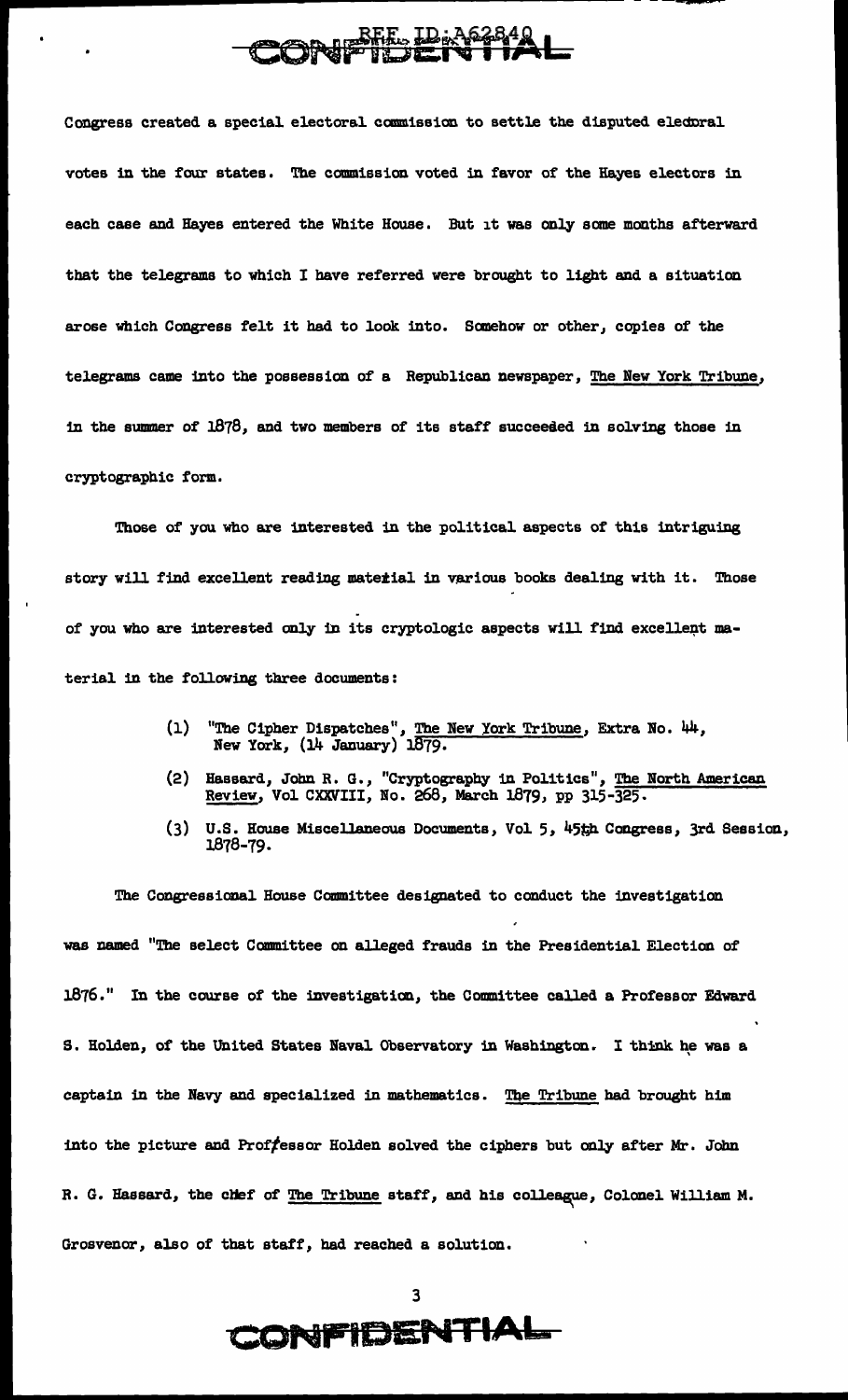Congress created a special electoral commission to settle the disputed electoral votes in the four states. The commission voted in favor of the Hayes electors in each case and Hayes entered the White House. But it was only some months afterward that the telegrams to which I have referred were brought to light and a situation arose which Congress felt it had to look into. Somehow or other, copies of the telegrams came into the possession of a Republican newspaper, The New York Tribune, in the summer of 1878, and two members of its staff succeeded in solving those in cryptographic form.

Those of you who are interested in the political aspects of this intriguing story will find excellent reading material in various books dealing with it. Those of you who are interested only in its cryptologic aspects will find excellent material in the following three documents:

(1) "The Cipher Dispatches", The New York Tribune, Extra No. 44, New York, (14 January) 1879.

(2) Hassard, John R. G., "Cryptography in Politics", The North American Review, Vol CXXVIII, No. 268, March 1879, pp 315-325.

(3) U.S. House Miscellaneous Documents, Vol 5, 45th Congress, 3rd Session, 1878-79.

The Congressional House Committee designated to conduct the investigation was named "The select Committee on alleged frauds in the Presidential Election of 1876." In the course of the investigation, the Committee called a Professor Edward S. Holden, of the United States Naval Observatory in Washington. I think he was a captain in the Navy and specialized in mathematics. The Tribune had brought him into the picture and Professor Holden solved the ciphers but only after Mr. John R. G. Hassard, the chief of The Tribune staff, and his colleague, Colonel William M. Grosvenor, also of that staff, had reached a solution.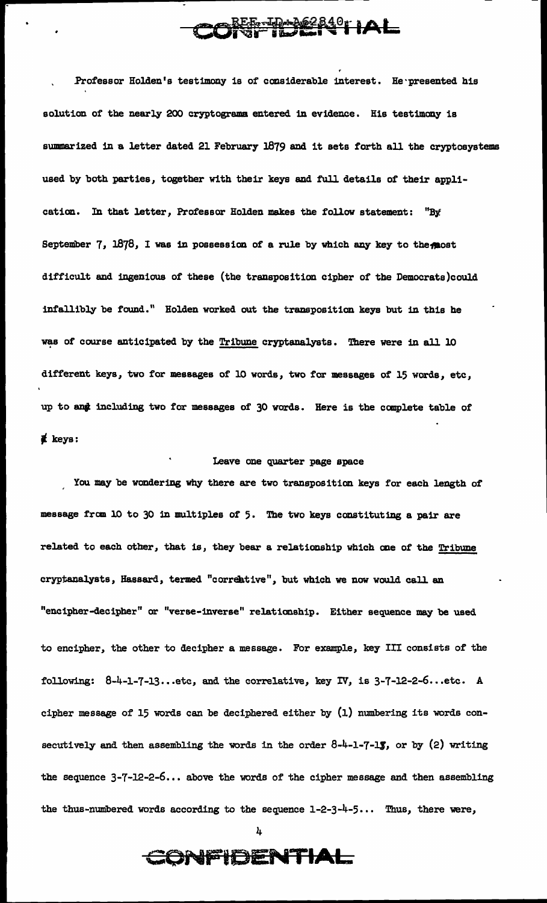Professor Holden's testimony is of considerable interest. He presented his solution of the nearly 200 cryptograms entered in evidence. His testimony is summarized in a letter dated 21 February 1879 and it sets forth all the cryptosystems used by both parties, together with their keys and full details of their application. In that letter, Professor Holden makes the follow statement: "By September 7, 1878, I was in possession of a rule by which any key to the most difficult and ingenious of these (the transposition cipher of the Democrats) could infallibly be found." Holden worked out the transposition keys but in this he was of course anticipated by the Tribune cryptanalysts. There were in all 10 different keys, two for messages of 10 words, two for messages of 15 words, etc, up to and including two for messages of 30 words. Here is the complete table of keys:

Leave one quarter page space

You may be wondering why there are two transposition keys for each length of message from 10 to 30 in multiples of 5. The two keys constituting a pair are related to each other, that is, they bear a relationship which one of the Tribune cryptanalysts, Hassard, termed "correlative", but which we now would call an "encipher-decipher" or "verse-inverse" relationship. Either sequence may be used to encipher, the other to decipher a message. For example, key III consists of the following: 8-4-1-7-13...etc, and the correlative, key IV, is 3-7-12-2-6...etc. A cipher message of 15 words can be deciphered either by (1) numbering its words consecutively and then assembling the words in the order 8-4-1-7-13, or by (2) writing the sequence 3-7-12-2-6... above the words of the cipher message and then assembling the thus-numbered words according to the sequence 1-2-3-4-5... Thus, there were,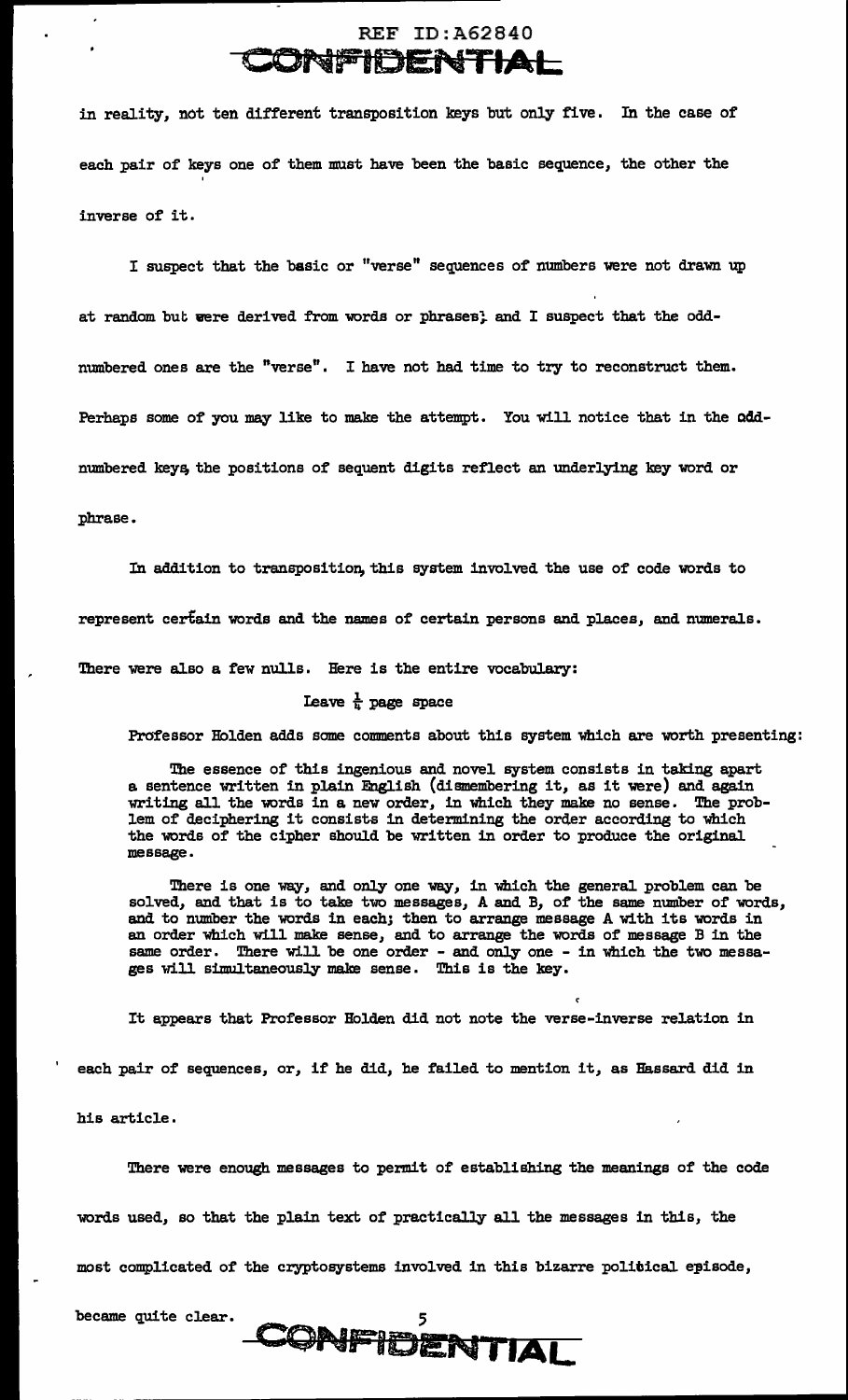in reality, not ten different transposition keys but only five. In the case of each pair of keys one of them must have been the basic sequence, the other the inverse of it.

I suspect that the basic or "verse" sequences of numbers were not drawn up at random but were derived from words or phrases; and I suspect that the odd-numbered ones are the "verse". I have not had time to try to reconstruct them. Perhaps some of you may like to make the attempt. You will notice that in the odd-numbered keys, the positions of sequent digits reflect an underlying key word or phrase.

In addition to transposition, this system involved the use of code words to represent certain words and the names of certain persons and places, and numerals. There were also a few nulls. Here is the entire vocabulary:

Leave $\frac{1}{4}$ page space

Professor Holden adds some comments about this system which are worth presenting:

> The essence of this ingenious and novel system consists in taking apart a sentence written in plain English (dismembering it, as it were) and again writing all the words in a new order, in which they make no sense. The problem of deciphering it consists in determining the order according to which the words of the cipher should be written in order to produce the original message.
>
> There is one way, and only one way, in which the general problem can be solved, and that is to take two messages, A and B, of the same number of words, and to number the words in each; then to arrange message A with its words in an order which will make sense, and to arrange the words of message B in the same order. There will be one order - and only one - in which the two messages will simultaneously make sense. This is the key.

It appears that Professor Holden did not note the verse-inverse relation in each pair of sequences, or, if he did, he failed to mention it, as Hassard did in his article.

There were enough messages to permit of establishing the meanings of the code words used, so that the plain text of practically all the messages in this, the most complicated of the cryptosystems involved in this bizarre political episode, became quite clear.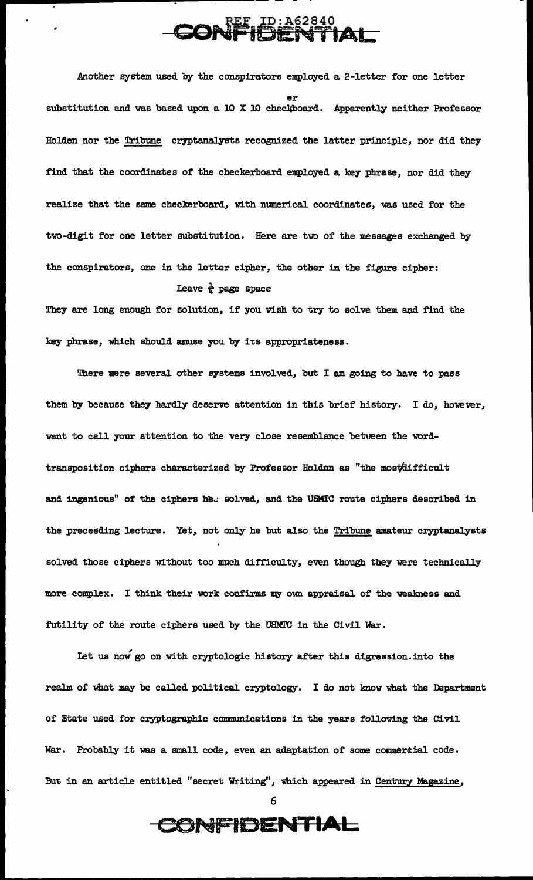Another system used by the conspirators employed a 2-letter for one letter substitution and was based upon a 10 X 10 checkerboard. Apparently neither Professor Holden nor the *Tribune* cryptanalysts recognized the latter principle, nor did they find that the coordinates of the checkerboard employed a key phrase, nor did they realize that the same checkerboard, with numerical coordinates, was used for the two-digit for one letter substitution. Here are two of the messages exchanged by the conspirators, one in the letter cipher, the other in the figure cipher:

Leave ½ page space

They are long enough for solution, if you wish to try to solve them and find the key phrase, which should amuse you by its appropriateness.

There were several other systems involved, but I am going to have to pass them by because they hardly deserve attention in this brief history. I do, however, want to call your attention to the very close resemblance between the word-transposition ciphers characterized by Professor Holden as "the most difficult and ingenious" of the ciphers he solved, and the USMTC route ciphers described in the preceeding lecture. Yet, not only he but also the *Tribune* amateur cryptanalysts solved those ciphers without too much difficulty, even though they were technically more complex. I think their work confirms my own appraisal of the weakness and futility of the route ciphers used by the USMTC in the Civil War.

Let us now go on with cryptologic history after this digression into the realm of what may be called political cryptology. I do not know what the Department of State used for cryptographic communications in the years following the Civil War. Probably it was a small code, even an adaptation of some commercial code. But in an article entitled "secret Writing", which appeared in *Century Magazine*,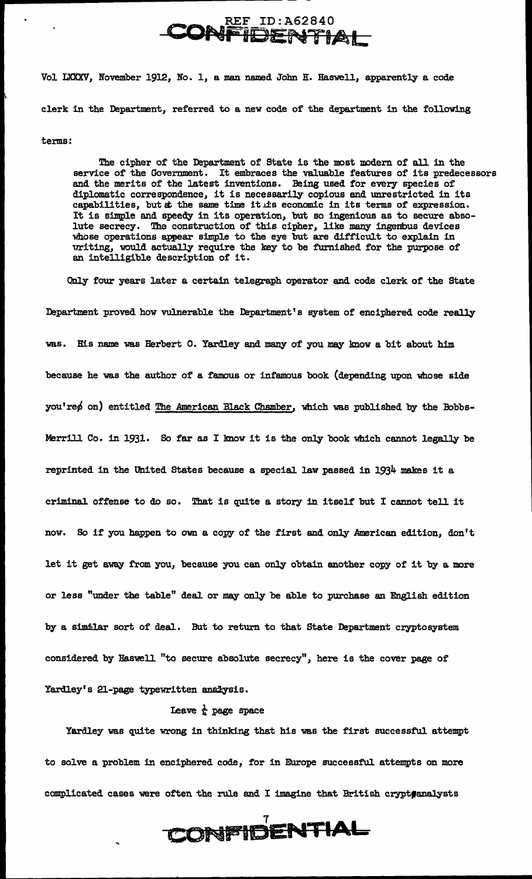Vol LXXXV, November 1912, No. 1, a man named John H. Haswell, apparently a code clerk in the Department, referred to a new code of the department in the following terms:

> The cipher of the Department of State is the most modern of all in the service of the Government. It embraces the valuable features of its predecessors and the merits of the latest inventions. Being used for every species of diplomatic correspondence, it is necessarily copious and unrestricted in its capabilities, but at the same time it is economic in its terms of expression. It is simple and speedy in its operation, but so ingenious as to secure absolute secrecy. The construction of this cipher, like many ingenious devices whose operations appear simple to the eye but are difficult to explain in writing, would actually require the key to be furnished for the purpose of an intelligible description of it.

Only four years later a certain telegraph operator and code clerk of the State Department proved how vulnerable the Department's system of enciphered code really was. His name was Herbert O. Yardley and many of you may know a bit about him because he was the author of a famous or infamous book (depending upon whose side you're on) entitled The American Black Chamber, which was published by the Bobbs-Merrill Co. in 1931. So far as I know it is the only book which cannot legally be reprinted in the United States because a special law passed in 1934 makes it a criminal offense to do so. That is quite a story in itself but I cannot tell it now. So if you happen to own a copy of the first and only American edition, don't let it get away from you, because you can only obtain another copy of it by a more or less "under the table" deal or may only be able to purchase an English edition by a similar sort of deal. But to return to that State Department cryptosystem considered by Haswell "to secure absolute secrecy", here is the cover page of Yardley's 21-page typewritten analysis.

Leave ½ page space

Yardley was quite wrong in thinking that his was the first successful attempt to solve a problem in enciphered code, for in Europe successful attempts on more complicated cases were often the rule and I imagine that British cryptanalysts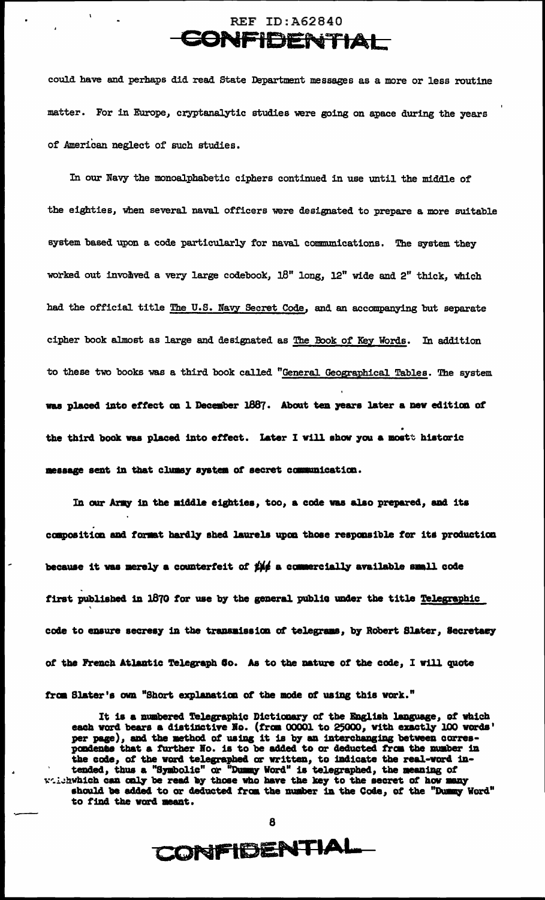could have and perhaps did read State Department messages as a more or less routine matter. For in Europe, cryptanalytic studies were going on apace during the years of American neglect of such studies.

In our Navy the monoalphabetic ciphers continued in use until the middle of the eighties, when several naval officers were designated to prepare a more suitable system based upon a code particularly for naval communications. The system they worked out involved a very large codebook, 18" long, 12" wide and 2" thick, which had the official title _The U.S. Navy Secret Code_, and an accompanying but separate cipher book almost as large and designated as _The Book of Key Words_. In addition to these two books was a third book called "_General Geographical Tables_. The system was placed into effect on 1 December 1887. About ten years later a new edition of the third book was placed into effect. Later I will show you a most historic message sent in that clumsy system of secret communication.

In our Army in the middle eighties, too, a code was also prepared, and its composition and format hardly shed laurels upon those responsible for its production because it was merely a counterfeit of a commercially available small code first published in 1870 for use by the general public under the title _Telegraphic code to ensure secrecy in the transmission of telegrams_, by Robert Slater, Secretary of the French Atlantic Telegraph Co. As to the nature of the code, I will quote from Slater's own "Short explanation of the mode of using this work."

> It is a numbered Telegraphic Dictionary of the English language, of which each word bears a distinctive No. (from 00001 to 25000, with exactly 100 words' per page), and the method of using it is by an interchanging between correspondents that a further No. is to be added to or deducted from the number in the code, of the word telegraphed or written, to indicate the real-word intended, thus a "Symbolic" or "Dummy Word" is telegraphed, the meaning of which can only be read by those who have the key to the secret of how many should be added to or deducted from the number in the Code, of the "Dummy Word" to find the word meant.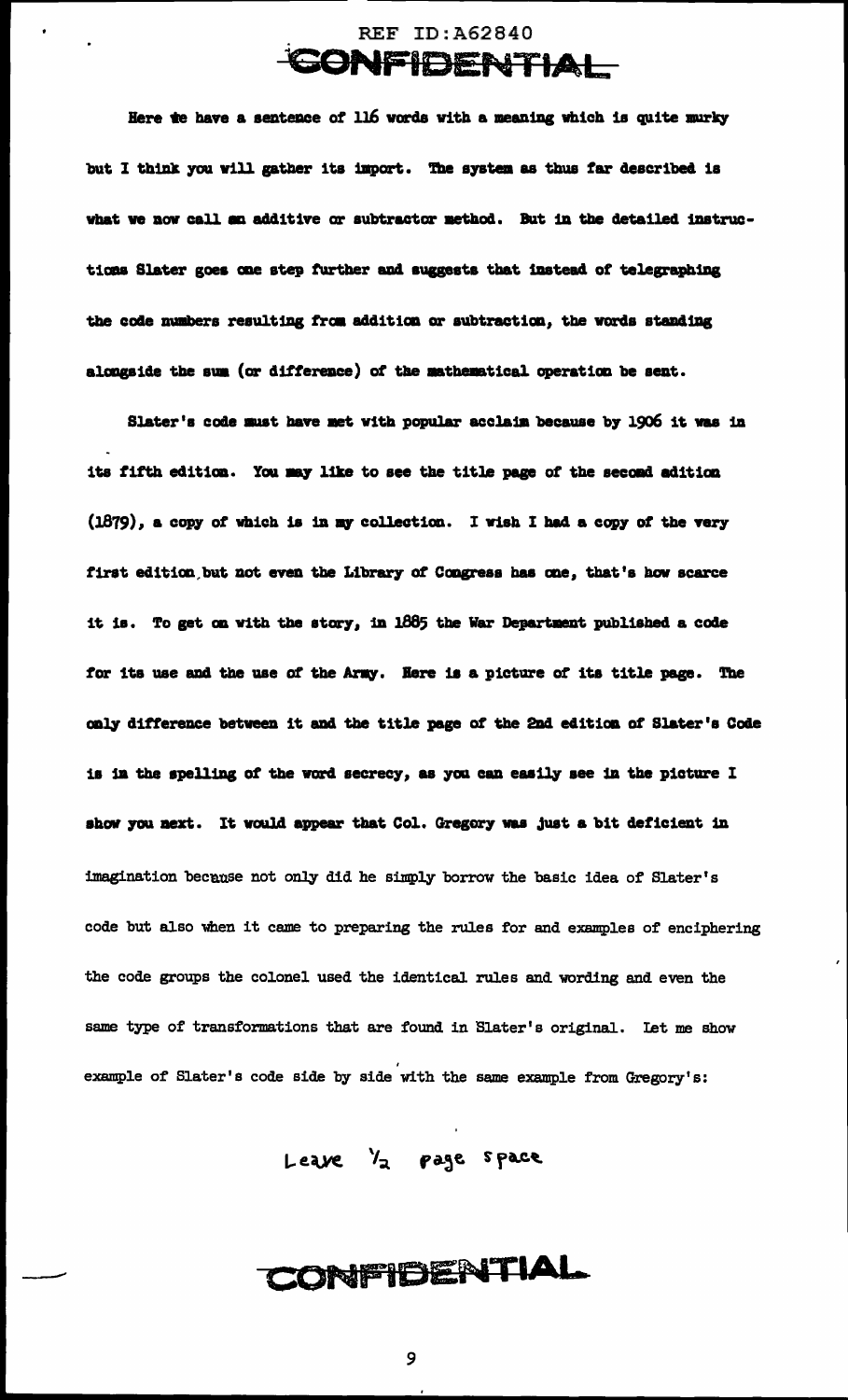Here we have a sentence of 116 words with a meaning which is quite murky but I think you will gather its import. The system as thus far described is what we now call an additive or subtractor method. But in the detailed instructions Slater goes one step further and suggests that instead of telegraphing the code numbers resulting from addition or subtraction, the words standing alongside the sum (or difference) of the mathematical operation be sent.

Slater's code must have met with popular acclaim because by 1906 it was in its fifth edition. You may like to see the title page of the second edition (1879), a copy of which is in my collection. I wish I had a copy of the very first edition, but not even the Library of Congress has one, that's how scarce it is. To get on with the story, in 1885 the War Department published a code for its use and the use of the Army. Here is a picture of its title page. The only difference between it and the title page of the 2nd edition of Slater's Code is in the spelling of the word secrecy, as you can easily see in the picture I show you next. It would appear that Col. Gregory was just a bit deficient in imagination because not only did he simply borrow the basic idea of Slater's code but also when it came to preparing the rules for and examples of enciphering the code groups the colonel used the identical rules and wording and even the same type of transformations that are found in Slater's original. Let me show example of Slater's code side by side with the same example from Gregory's:

Leave 1/2 page space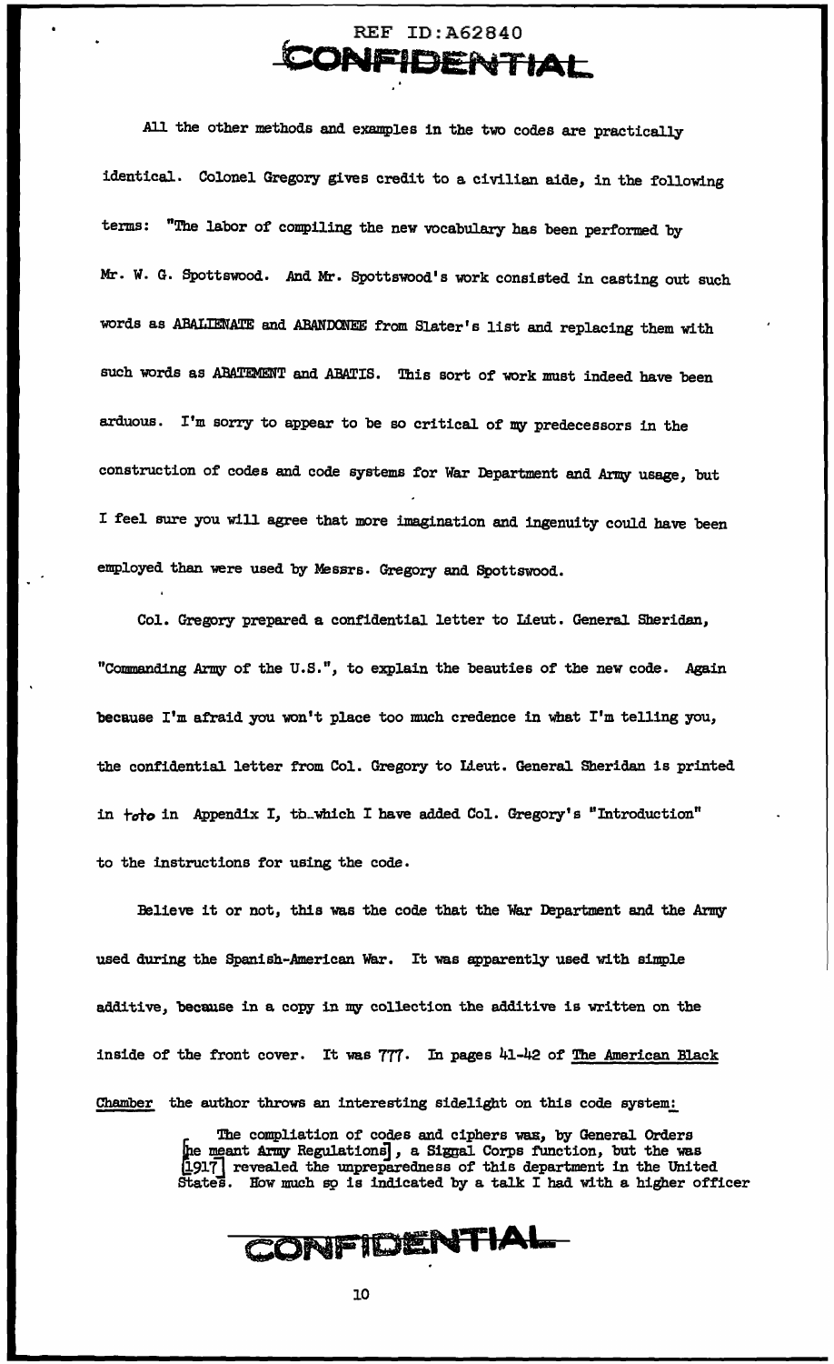All the other methods and examples in the two codes are practically identical. Colonel Gregory gives credit to a civilian aide, in the following terms: "The labor of compiling the new vocabulary has been performed by Mr. W. G. Spottswood. And Mr. Spottswood's work consisted in casting out such words as ABALIENATE and ABANDONEE from Slater's list and replacing them with such words as ABATEMENT and ABATIS. This sort of work must indeed have been arduous. I'm sorry to appear to be so critical of my predecessors in the construction of codes and code systems for War Department and Army usage, but I feel sure you will agree that more imagination and ingenuity could have been employed than were used by Messrs. Gregory and Spottswood.

Col. Gregory prepared a confidential letter to Lieut. General Sheridan, "Commanding Army of the U.S.", to explain the beauties of the new code. Again because I'm afraid you won't place too much credence in what I'm telling you, the confidential letter from Col. Gregory to Lieut. General Sheridan is printed in *toto* in Appendix I, to which I have added Col. Gregory's "Introduction" to the instructions for using the code.

Believe it or not, this was the code that the War Department and the Army used during the Spanish-American War. It was apparently used with simple additive, because in a copy in my collection the additive is written on the inside of the front cover. It was 777. In pages 41-42 of The American Black Chamber the author throws an interesting sidelight on this code system:

> The compliation of codes and ciphers was, by General Orders [he meant Army Regulations], a Signal Corps function, but the was [1917] revealed the unpreparedness of this department in the United States. How much so is indicated by a talk I had with a higher officer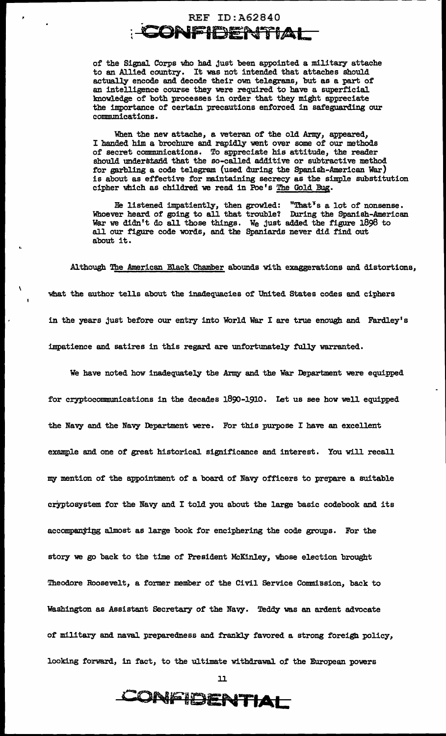of the Signal Corps who had just been appointed a military attache to an Allied country. It was not intended that attaches should actually encode and decode their own telegrams, but as a part of an intelligence course they were required to have a superficial knowledge of both processes in order that they might appreciate the importance of certain precautions enforced in safeguarding our communications.

When the new attache, a veteran of the old Army, appeared, I handed him a brochure and rapidly went over some of our methods of secret communications. To appreciate his attitude, the reader should understand that the so-called additive or subtractive method for garbling a code telegram (used during the Spanish-American War) is about as effective for maintaining secrecy as the simple substitution cipher which as children we read in Poe's *The Gold Bug*.

He listened impatiently, then growled: "That's a lot of nonsense. Whoever heard of going to all that trouble? During the Spanish-American War we didn't do all those things. We just added the figure 1898 to all our figure code words, and the Spaniards never did find out about it.

Although *The American Black Chamber* abounds with exaggerations and distortions, what the author tells about the inadequacies of United States codes and ciphers in the years just before our entry into World War I are true enough and Yardley's impatience and satires in this regard are unfortunately fully warranted.

We have noted how inadequately the Army and the War Department were equipped for cryptocommunications in the decades 1890-1910. Let us see how well equipped the Navy and the Navy Department were. For this purpose I have an excellent example and one of great historical significance and interest. You will recall my mention of the appointment of a board of Navy officers to prepare a suitable cryptosystem for the Navy and I told you about the large basic codebook and its accompanying almost as large book for enciphering the code groups. For the story we go back to the time of President McKinley, whose election brought Theodore Roosevelt, a former member of the Civil Service Commission, back to Washington as Assistant Secretary of the Navy. Teddy was an ardent advocate of military and naval preparedness and frankly favored a strong foreign policy, looking forward, in fact, to the ultimate withdrawal of the European powers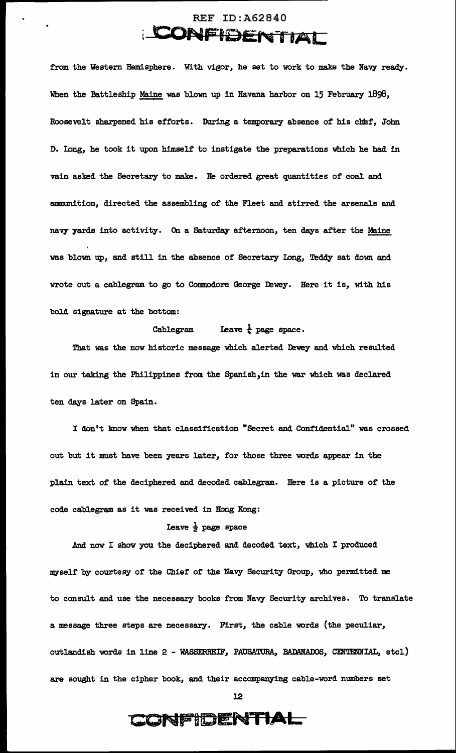from the Western Hemisphere. With vigor, he set to work to make the Navy ready. When the Battleship Maine was blown up in Havana harbor on 15 February 1898, Roosevelt sharpened his efforts. During a temporary absence of his chief, John D. Long, he took it upon himself to instigate the preparations which he had in vain asked the Secretary to make. He ordered great quantities of coal and ammunition, directed the assembling of the Fleet and stirred the arsenals and navy yards into activity. On a Saturday afternoon, ten days after the Maine was blown up, and still in the absence of Secretary Long, Teddy sat down and wrote out a cablegram to go to Commodore George Dewey. Here it is, with his bold signature at the bottom:

Cablegram Leave ¼ page space.

That was the now historic message which alerted Dewey and which resulted in our taking the Philippines from the Spanish, in the war which was declared ten days later on Spain.

I don't know when that classification "Secret and Confidential" was crossed out but it must have been years later, for those three words appear in the plain text of the deciphered and decoded cablegram. Here is a picture of the code cablegram as it was received in Hong Kong:

Leave ½ page space

And now I show you the deciphered and decoded text, which I produced myself by courtesy of the Chief of the Navy Security Group, who permitted me to consult and use the necessary books from Navy Security archives. To translate a message three steps are necessary. First, the cable words (the peculiar, outlandish words in line 2 - WASSERREIF, PAUSATURA, BADANADOS, CENTENNIAL, etcl) are sought in the cipher book, and their accompanying cable-word numbers set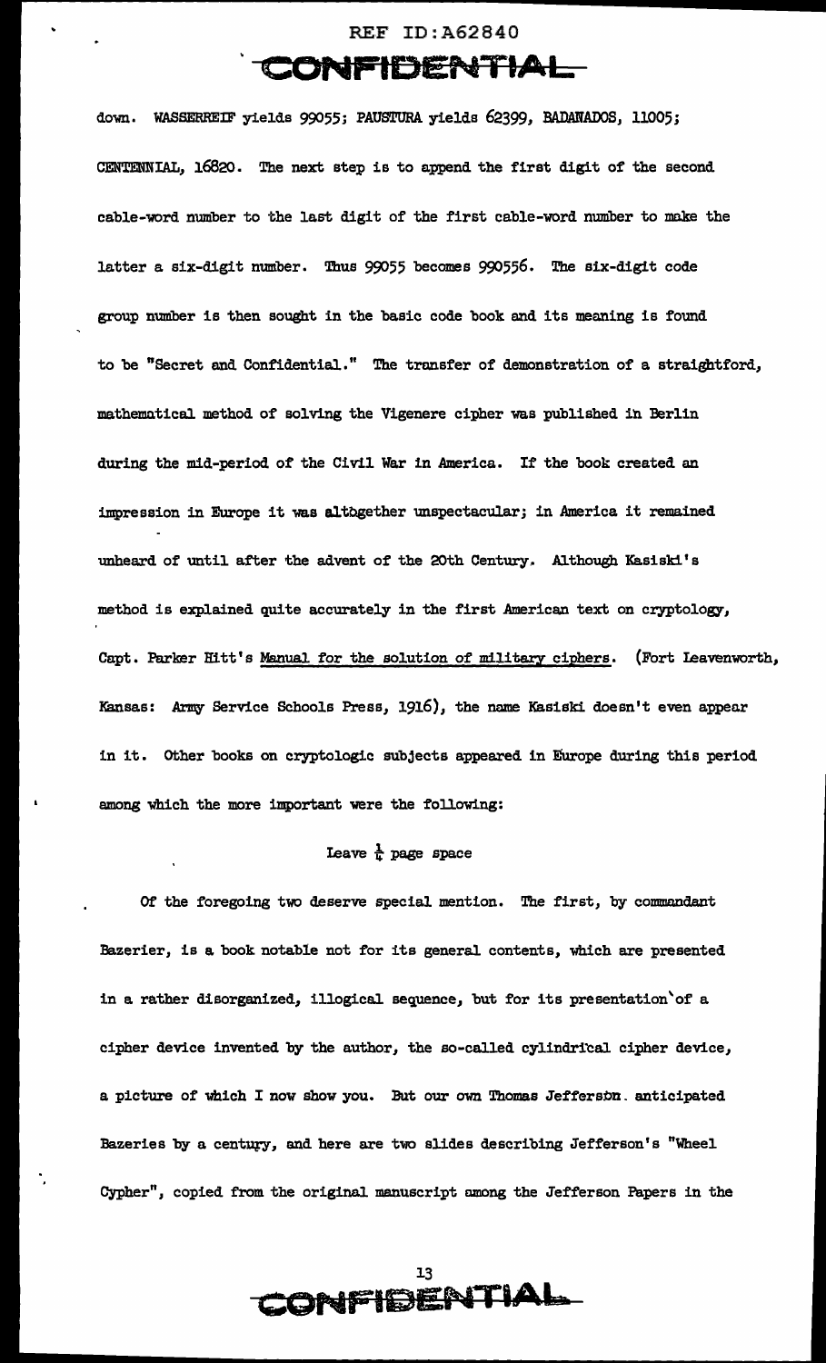down. WASSERREIF yields 99055; PAUSTURA yields 62399, BADANADOS, 11005; CENTENNIAL, 16820. The next step is to append the first digit of the second cable-word number to the last digit of the first cable-word number to make the latter a six-digit number. Thus 99055 becomes 990556. The six-digit code group number is then sought in the basic code book and its meaning is found to be "Secret and Confidential." The transfer of demonstration of a straightford, mathematical method of solving the Vigenere cipher was published in Berlin during the mid-period of the Civil War in America. If the book created an impression in Europe it was altogether unspectacular; in America it remained unheard of until after the advent of the 20th Century. Although Kasiski's method is explained quite accurately in the first American text on cryptology, Capt. Parker Hitt's Manual for the solution of military ciphers. (Fort Leavenworth, Kansas: Army Service Schools Press, 1916), the name Kasiski doesn't even appear in it. Other books on cryptologic subjects appeared in Europe during this period among which the more important were the following:

Leave ¼ page space

Of the foregoing two deserve special mention. The first, by commandant Bazerier, is a book notable not for its general contents, which are presented in a rather disorganized, illogical sequence, but for its presentation of a cipher device invented by the author, the so-called cylindrical cipher device, a picture of which I now show you. But our own Thomas Jefferson anticipated Bazeries by a century, and here are two slides describing Jefferson's "Wheel Cypher", copied from the original manuscript among the Jefferson Papers in the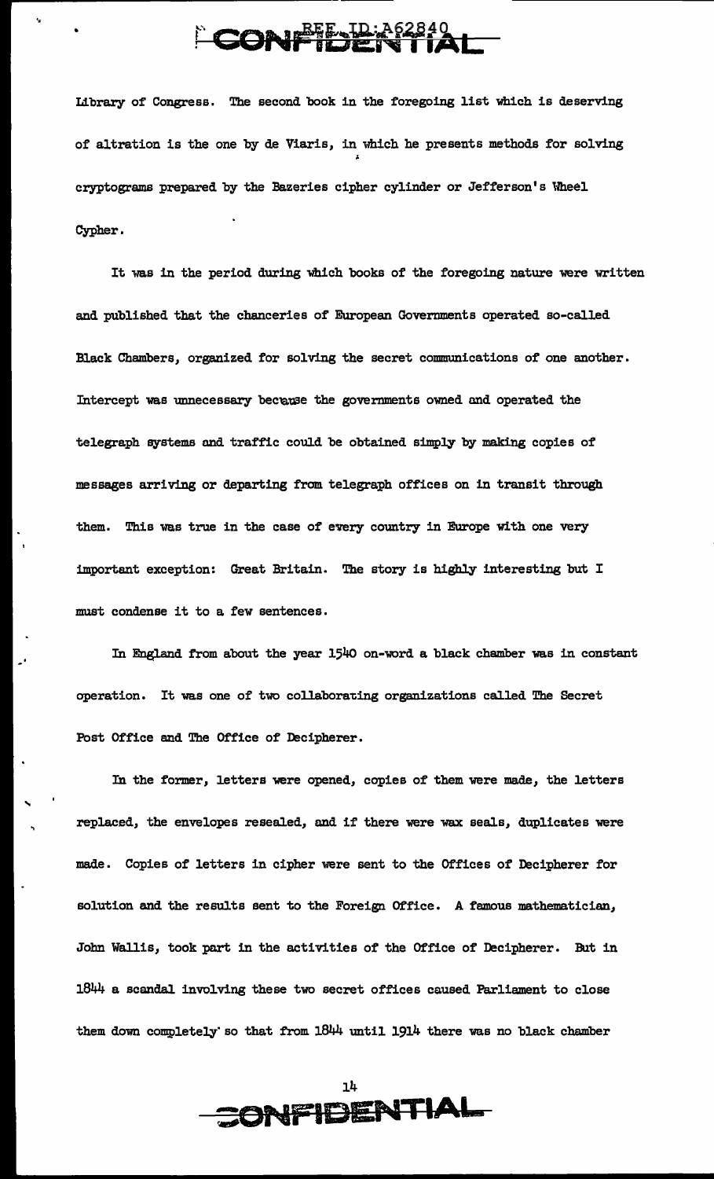Library of Congress. The second book in the foregoing list which is deserving of altration is the one by de Viaris, in which he presents methods for solving cryptograms prepared by the Bazeries cipher cylinder or Jefferson's Wheel Cypher.

It was in the period during which books of the foregoing nature were written and published that the chanceries of European Governments operated so-called Black Chambers, organized for solving the secret communications of one another. Intercept was unnecessary because the governments owned and operated the telegraph systems and traffic could be obtained simply by making copies of messages arriving or departing from telegraph offices on in transit through them. This was true in the case of every country in Europe with one very important exception: Great Britain. The story is highly interesting but I must condense it to a few sentences.

In England from about the year 1540 on-word a black chamber was in constant operation. It was one of two collaborating organizations called The Secret Post Office and The Office of Decipherer.

In the former, letters were opened, copies of them were made, the letters replaced, the envelopes resealed, and if there were wax seals, duplicates were made. Copies of letters in cipher were sent to the Offices of Decipherer for solution and the results sent to the Foreign Office. A famous mathematician, John Wallis, took part in the activities of the Office of Decipherer. But in 1844 a scandal involving these two secret offices caused Parliament to close them down completely so that from 1844 until 1914 there was no black chamber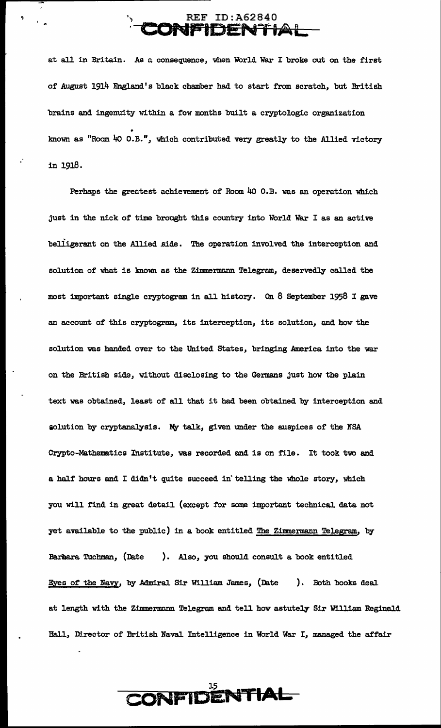at all in Britain. As a consequence, when World War I broke out on the first of August 1914 England's black chamber had to start from scratch, but British brains and ingenuity within a few months built a cryptologic organization known as "Room 40 O.B.", which contributed very greatly to the Allied victory in 1918.

Perhaps the greatest achievement of Room 40 O.B. was an operation which just in the nick of time brought this country into World War I as an active belligerent on the Allied side. The operation involved the interception and solution of what is known as the Zimmermann Telegram, deservedly called the most important single cryptogram in all history. On 8 September 1958 I gave an account of this cryptogram, its interception, its solution, and how the solution was handed over to the United States, bringing America into the war on the British side, without disclosing to the Germans just how the plain text was obtained, least of all that it had been obtained by interception and solution by cryptanalysis. My talk, given under the auspices of the NSA Crypto-Mathematics Institute, was recorded and is on file. It took two and a half hours and I didn't quite succeed in telling the whole story, which you will find in great detail (except for some important technical data not yet available to the public) in a book entitled The Zimmermann Telegram, by Barbara Tuchman, (Date ). Also, you should consult a book entitled Eyes of the Navy, by Admiral Sir William James, (Date ). Both books deal at length with the Zimmermann Telegram and tell how astutely Sir William Reginald Hall, Director of British Naval Intelligence in World War I, managed the affair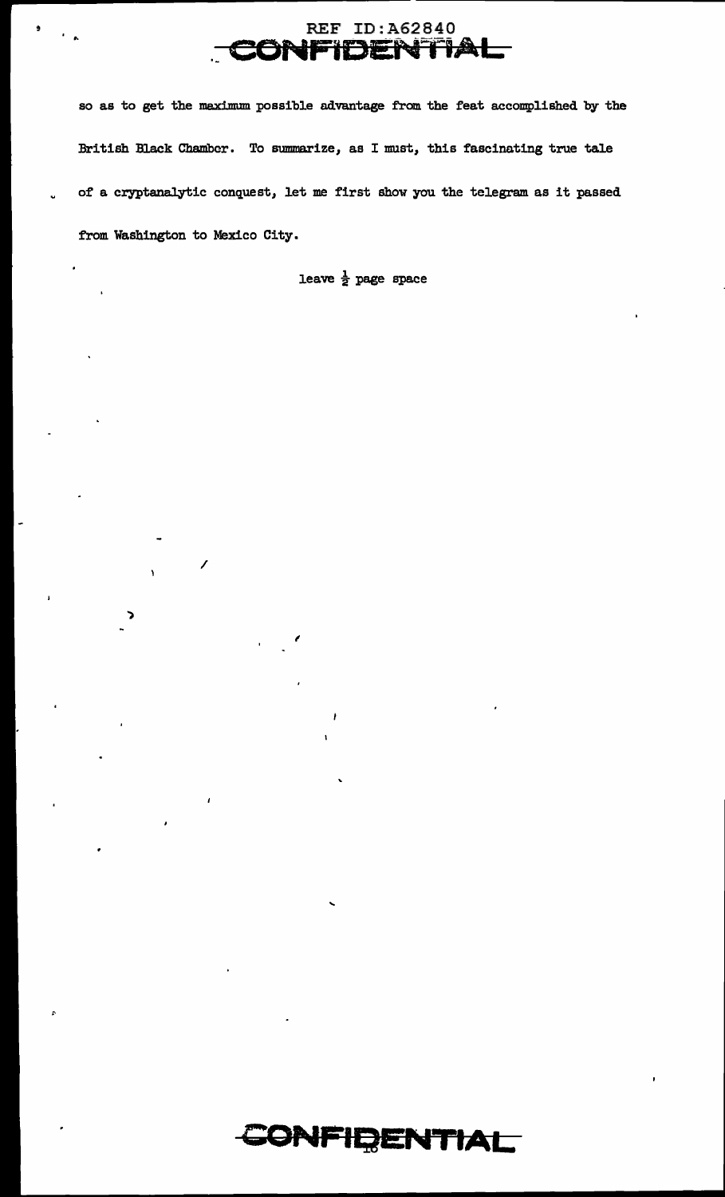so as to get the maximum possible advantage from the feat accomplished by the British Black Chamber. To summarize, as I must, this fascinating true tale of a cryptanalytic conquest, let me first show you the telegram as it passed from Washington to Mexico City.

leave $\frac{1}{2}$ page space